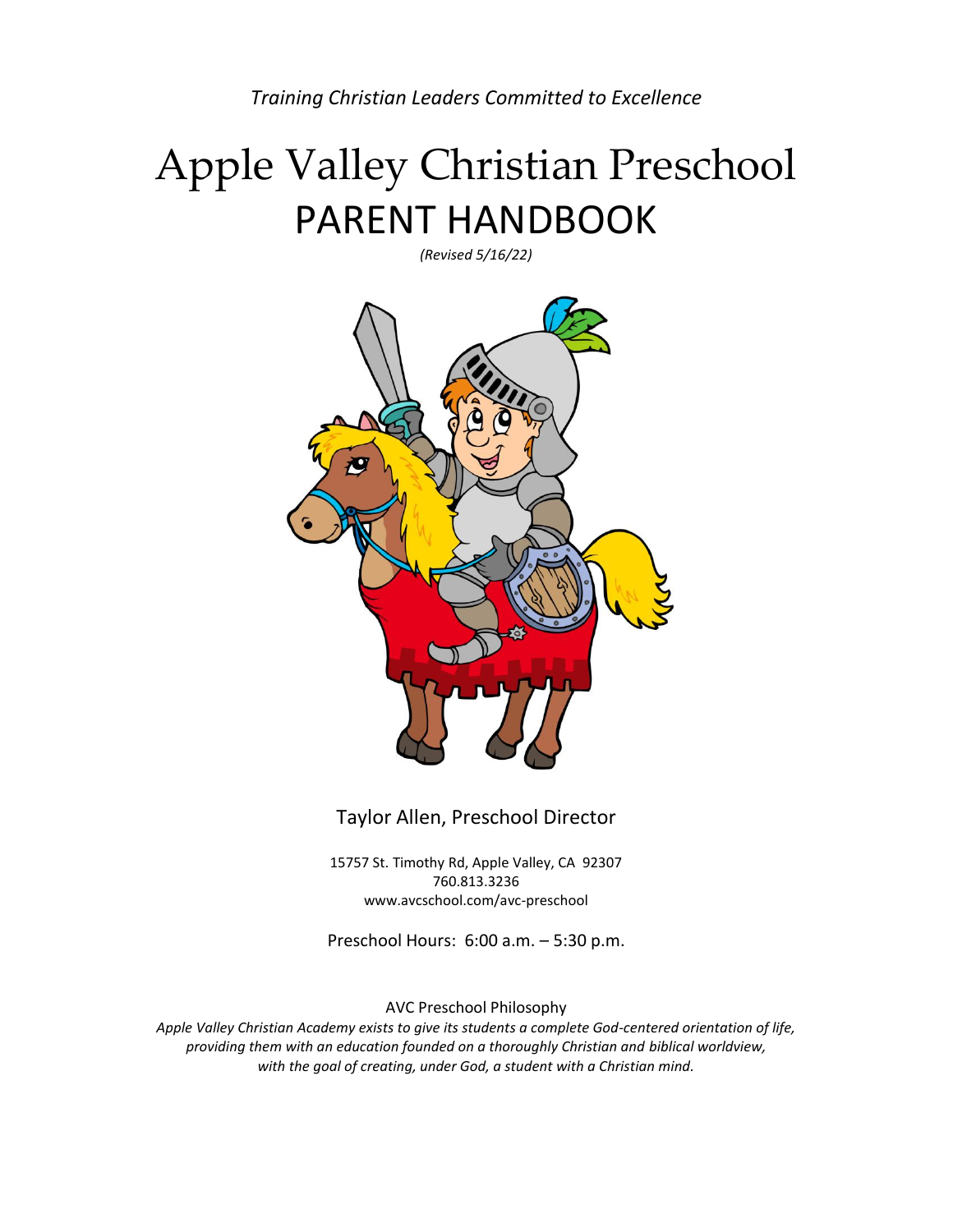*Training Christian Leaders Committed to Excellence*

# Apple Valley Christian Preschool
# PARENT HANDBOOK

*(Revised 5/16/22)*

Taylor Allen, Preschool Director

15757 St. Timothy Rd, Apple Valley, CA 92307
760.813.3236
www.avcschool.com/avc-preschool

Preschool Hours: 6:00 a.m. – 5:30 p.m.

AVC Preschool Philosophy

*Apple Valley Christian Academy exists to give its students a complete God-centered orientation of life, providing them with an education founded on a thoroughly Christian and biblical worldview, with the goal of creating, under God, a student with a Christian mind.*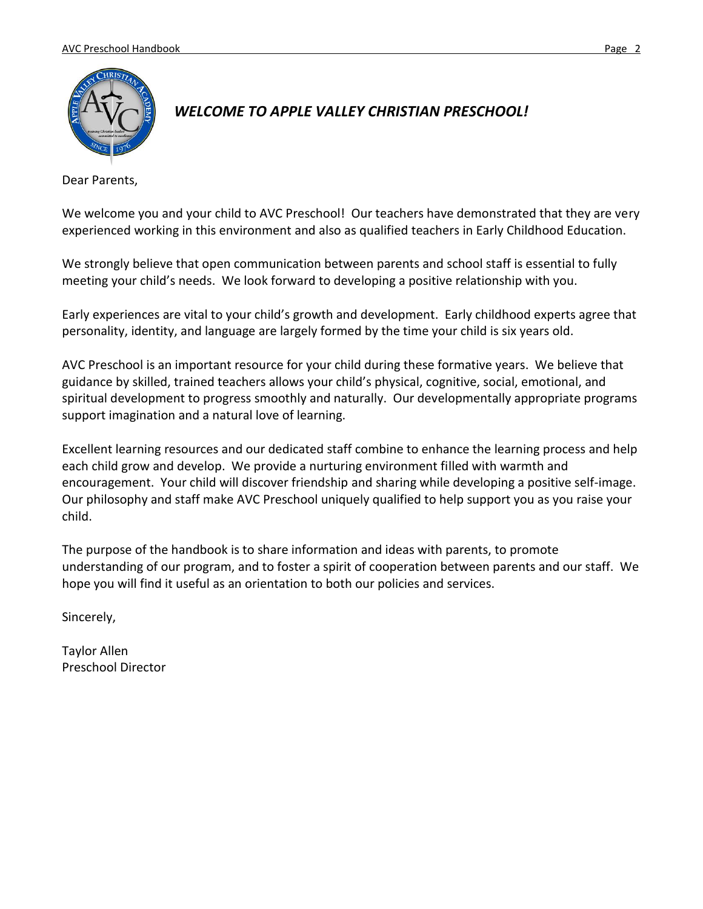# *WELCOME TO APPLE VALLEY CHRISTIAN PRESCHOOL!*

Dear Parents,

We welcome you and your child to AVC Preschool! Our teachers have demonstrated that they are very experienced working in this environment and also as qualified teachers in Early Childhood Education.

We strongly believe that open communication between parents and school staff is essential to fully meeting your child's needs. We look forward to developing a positive relationship with you.

Early experiences are vital to your child's growth and development. Early childhood experts agree that personality, identity, and language are largely formed by the time your child is six years old.

AVC Preschool is an important resource for your child during these formative years. We believe that guidance by skilled, trained teachers allows your child's physical, cognitive, social, emotional, and spiritual development to progress smoothly and naturally. Our developmentally appropriate programs support imagination and a natural love of learning.

Excellent learning resources and our dedicated staff combine to enhance the learning process and help each child grow and develop. We provide a nurturing environment filled with warmth and encouragement. Your child will discover friendship and sharing while developing a positive self-image. Our philosophy and staff make AVC Preschool uniquely qualified to help support you as you raise your child.

The purpose of the handbook is to share information and ideas with parents, to promote understanding of our program, and to foster a spirit of cooperation between parents and our staff. We hope you will find it useful as an orientation to both our policies and services.

Sincerely,

Taylor Allen
Preschool Director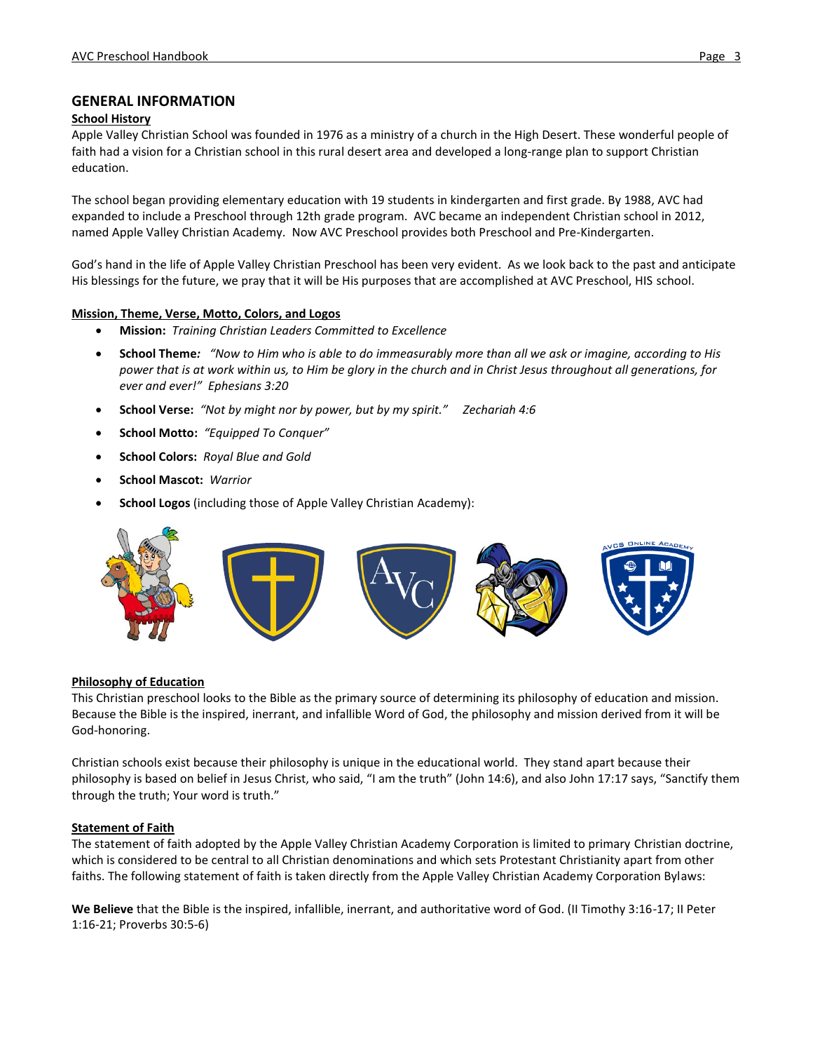## GENERAL INFORMATION

### School History

Apple Valley Christian School was founded in 1976 as a ministry of a church in the High Desert. These wonderful people of faith had a vision for a Christian school in this rural desert area and developed a long-range plan to support Christian education.

The school began providing elementary education with 19 students in kindergarten and first grade. By 1988, AVC had expanded to include a Preschool through 12th grade program. AVC became an independent Christian school in 2012, named Apple Valley Christian Academy. Now AVC Preschool provides both Preschool and Pre-Kindergarten.

God's hand in the life of Apple Valley Christian Preschool has been very evident. As we look back to the past and anticipate His blessings for the future, we pray that it will be His purposes that are accomplished at AVC Preschool, HIS school.

### Mission, Theme, Verse, Motto, Colors, and Logos

- **Mission:** *Training Christian Leaders Committed to Excellence*
- **School Theme:** *"Now to Him who is able to do immeasurably more than all we ask or imagine, according to His power that is at work within us, to Him be glory in the church and in Christ Jesus throughout all generations, for ever and ever!" Ephesians 3:20*
- **School Verse:** *"Not by might nor by power, but by my spirit." Zechariah 4:6*
- **School Motto:** *"Equipped To Conquer"*
- **School Colors:** *Royal Blue and Gold*
- **School Mascot:** *Warrior*
- **School Logos** (including those of Apple Valley Christian Academy):

### Philosophy of Education

This Christian preschool looks to the Bible as the primary source of determining its philosophy of education and mission. Because the Bible is the inspired, inerrant, and infallible Word of God, the philosophy and mission derived from it will be God-honoring.

Christian schools exist because their philosophy is unique in the educational world. They stand apart because their philosophy is based on belief in Jesus Christ, who said, "I am the truth" (John 14:6), and also John 17:17 says, "Sanctify them through the truth; Your word is truth."

### Statement of Faith

The statement of faith adopted by the Apple Valley Christian Academy Corporation is limited to primary Christian doctrine, which is considered to be central to all Christian denominations and which sets Protestant Christianity apart from other faiths. The following statement of faith is taken directly from the Apple Valley Christian Academy Corporation Bylaws:

**We Believe** that the Bible is the inspired, infallible, inerrant, and authoritative word of God. (II Timothy 3:16-17; II Peter 1:16-21; Proverbs 30:5-6)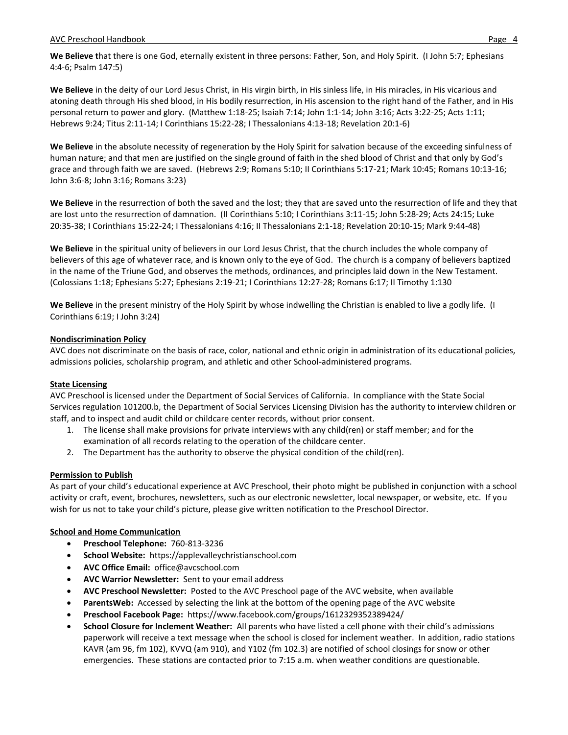**We Believe t**hat there is one God, eternally existent in three persons: Father, Son, and Holy Spirit. (I John 5:7; Ephesians 4:4-6; Psalm 147:5)

**We Believe** in the deity of our Lord Jesus Christ, in His virgin birth, in His sinless life, in His miracles, in His vicarious and atoning death through His shed blood, in His bodily resurrection, in His ascension to the right hand of the Father, and in His personal return to power and glory. (Matthew 1:18-25; Isaiah 7:14; John 1:1-14; John 3:16; Acts 3:22-25; Acts 1:11; Hebrews 9:24; Titus 2:11-14; I Corinthians 15:22-28; I Thessalonians 4:13-18; Revelation 20:1-6)

**We Believe** in the absolute necessity of regeneration by the Holy Spirit for salvation because of the exceeding sinfulness of human nature; and that men are justified on the single ground of faith in the shed blood of Christ and that only by God's grace and through faith we are saved. (Hebrews 2:9; Romans 5:10; II Corinthians 5:17-21; Mark 10:45; Romans 10:13-16; John 3:6-8; John 3:16; Romans 3:23)

**We Believe** in the resurrection of both the saved and the lost; they that are saved unto the resurrection of life and they that are lost unto the resurrection of damnation. (II Corinthians 5:10; I Corinthians 3:11-15; John 5:28-29; Acts 24:15; Luke 20:35-38; I Corinthians 15:22-24; I Thessalonians 4:16; II Thessalonians 2:1-18; Revelation 20:10-15; Mark 9:44-48)

**We Believe** in the spiritual unity of believers in our Lord Jesus Christ, that the church includes the whole company of believers of this age of whatever race, and is known only to the eye of God. The church is a company of believers baptized in the name of the Triune God, and observes the methods, ordinances, and principles laid down in the New Testament. (Colossians 1:18; Ephesians 5:27; Ephesians 2:19-21; I Corinthians 12:27-28; Romans 6:17; II Timothy 1:130

**We Believe** in the present ministry of the Holy Spirit by whose indwelling the Christian is enabled to live a godly life. (I Corinthians 6:19; I John 3:24)

## Nondiscrimination Policy

AVC does not discriminate on the basis of race, color, national and ethnic origin in administration of its educational policies, admissions policies, scholarship program, and athletic and other School-administered programs.

## State Licensing

AVC Preschool is licensed under the Department of Social Services of California. In compliance with the State Social Services regulation 101200.b, the Department of Social Services Licensing Division has the authority to interview children or staff, and to inspect and audit child or childcare center records, without prior consent.

1. The license shall make provisions for private interviews with any child(ren) or staff member; and for the examination of all records relating to the operation of the childcare center.
2. The Department has the authority to observe the physical condition of the child(ren).

## Permission to Publish

As part of your child's educational experience at AVC Preschool, their photo might be published in conjunction with a school activity or craft, event, brochures, newsletters, such as our electronic newsletter, local newspaper, or website, etc. If you wish for us not to take your child's picture, please give written notification to the Preschool Director.

## School and Home Communication

- **Preschool Telephone:** 760-813-3236
- **School Website:** https://applevalleychristianschool.com
- **AVC Office Email:** office@avcschool.com
- **AVC Warrior Newsletter:** Sent to your email address
- **AVC Preschool Newsletter:** Posted to the AVC Preschool page of the AVC website, when available
- **ParentsWeb:** Accessed by selecting the link at the bottom of the opening page of the AVC website
- **Preschool Facebook Page:** https://www.facebook.com/groups/1612329352389424/
- **School Closure for Inclement Weather:** All parents who have listed a cell phone with their child's admissions paperwork will receive a text message when the school is closed for inclement weather. In addition, radio stations KAVR (am 96, fm 102), KVVQ (am 910), and Y102 (fm 102.3) are notified of school closings for snow or other emergencies. These stations are contacted prior to 7:15 a.m. when weather conditions are questionable.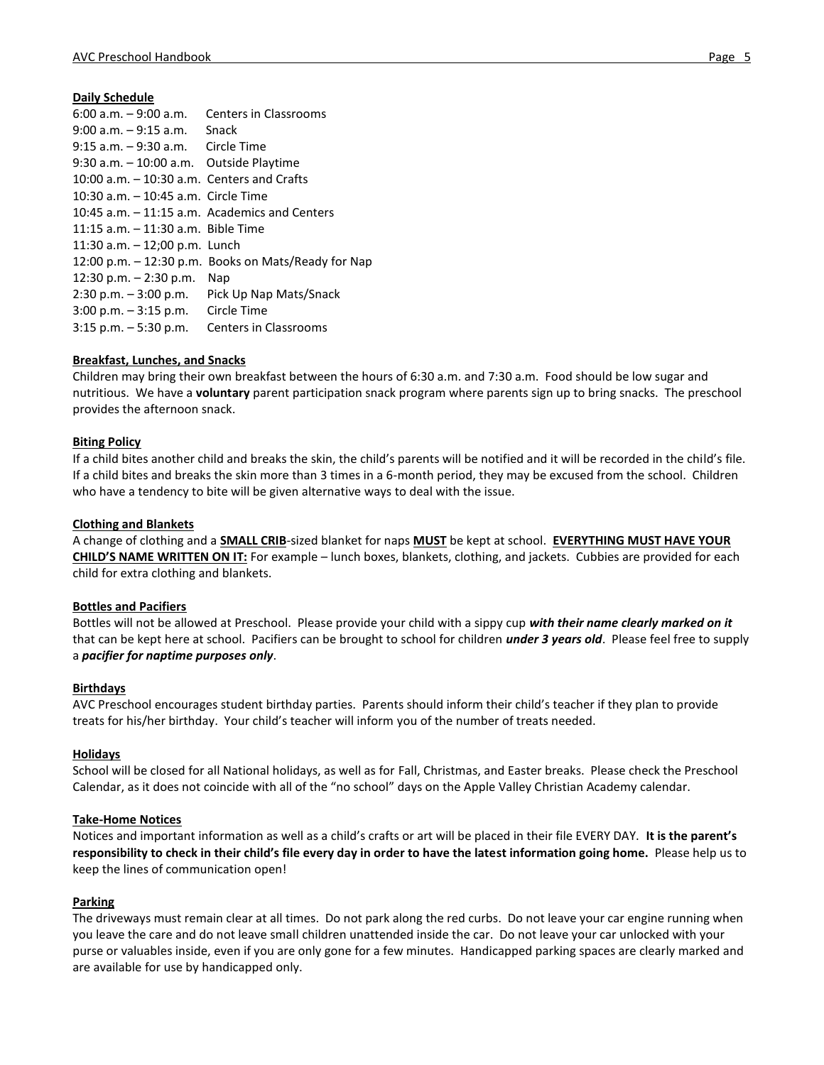**Daily Schedule**

6:00 a.m. – 9:00 a.m. Centers in Classrooms
9:00 a.m. – 9:15 a.m. Snack
9:15 a.m. – 9:30 a.m. Circle Time
9:30 a.m. – 10:00 a.m. Outside Playtime
10:00 a.m. – 10:30 a.m. Centers and Crafts
10:30 a.m. – 10:45 a.m. Circle Time
10:45 a.m. – 11:15 a.m. Academics and Centers
11:15 a.m. – 11:30 a.m. Bible Time
11:30 a.m. – 12;00 p.m. Lunch
12:00 p.m. – 12:30 p.m. Books on Mats/Ready for Nap
12:30 p.m. – 2:30 p.m. Nap
2:30 p.m. – 3:00 p.m. Pick Up Nap Mats/Snack
3:00 p.m. – 3:15 p.m. Circle Time
3:15 p.m. – 5:30 p.m. Centers in Classrooms

**Breakfast, Lunches, and Snacks**

Children may bring their own breakfast between the hours of 6:30 a.m. and 7:30 a.m. Food should be low sugar and nutritious. We have a **voluntary** parent participation snack program where parents sign up to bring snacks. The preschool provides the afternoon snack.

**Biting Policy**

If a child bites another child and breaks the skin, the child's parents will be notified and it will be recorded in the child's file. If a child bites and breaks the skin more than 3 times in a 6-month period, they may be excused from the school. Children who have a tendency to bite will be given alternative ways to deal with the issue.

**Clothing and Blankets**

A change of clothing and a **SMALL CRIB**-sized blanket for naps **MUST** be kept at school. **EVERYTHING MUST HAVE YOUR CHILD'S NAME WRITTEN ON IT:** For example – lunch boxes, blankets, clothing, and jackets. Cubbies are provided for each child for extra clothing and blankets.

**Bottles and Pacifiers**

Bottles will not be allowed at Preschool. Please provide your child with a sippy cup ***with their name clearly marked on it*** that can be kept here at school. Pacifiers can be brought to school for children ***under 3 years old***. Please feel free to supply a ***pacifier for naptime purposes only***.

**Birthdays**

AVC Preschool encourages student birthday parties. Parents should inform their child's teacher if they plan to provide treats for his/her birthday. Your child's teacher will inform you of the number of treats needed.

**Holidays**

School will be closed for all National holidays, as well as for Fall, Christmas, and Easter breaks. Please check the Preschool Calendar, as it does not coincide with all of the "no school" days on the Apple Valley Christian Academy calendar.

**Take-Home Notices**

Notices and important information as well as a child's crafts or art will be placed in their file EVERY DAY. **It is the parent's responsibility to check in their child's file every day in order to have the latest information going home.** Please help us to keep the lines of communication open!

**Parking**

The driveways must remain clear at all times. Do not park along the red curbs. Do not leave your car engine running when you leave the care and do not leave small children unattended inside the car. Do not leave your car unlocked with your purse or valuables inside, even if you are only gone for a few minutes. Handicapped parking spaces are clearly marked and are available for use by handicapped only.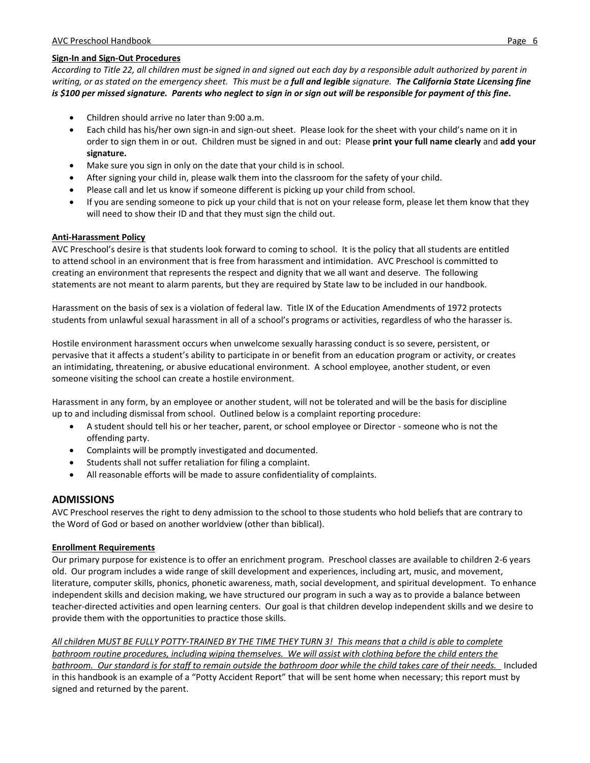#### Sign-In and Sign-Out Procedures

*According to Title 22, all children must be signed in and signed out each day by a responsible adult authorized by parent in writing, or as stated on the emergency sheet. This must be a **full and legible** signature. **The California State Licensing fine is $100 per missed signature. Parents who neglect to sign in or sign out will be responsible for payment of this fine.***

- Children should arrive no later than 9:00 a.m.
- Each child has his/her own sign-in and sign-out sheet. Please look for the sheet with your child's name on it in order to sign them in or out. Children must be signed in and out: Please **print your full name clearly** and **add your signature.**
- Make sure you sign in only on the date that your child is in school.
- After signing your child in, please walk them into the classroom for the safety of your child.
- Please call and let us know if someone different is picking up your child from school.
- If you are sending someone to pick up your child that is not on your release form, please let them know that they will need to show their ID and that they must sign the child out.

#### Anti-Harassment Policy

AVC Preschool's desire is that students look forward to coming to school. It is the policy that all students are entitled to attend school in an environment that is free from harassment and intimidation. AVC Preschool is committed to creating an environment that represents the respect and dignity that we all want and deserve. The following statements are not meant to alarm parents, but they are required by State law to be included in our handbook.

Harassment on the basis of sex is a violation of federal law. Title IX of the Education Amendments of 1972 protects students from unlawful sexual harassment in all of a school's programs or activities, regardless of who the harasser is.

Hostile environment harassment occurs when unwelcome sexually harassing conduct is so severe, persistent, or pervasive that it affects a student's ability to participate in or benefit from an education program or activity, or creates an intimidating, threatening, or abusive educational environment. A school employee, another student, or even someone visiting the school can create a hostile environment.

Harassment in any form, by an employee or another student, will not be tolerated and will be the basis for discipline up to and including dismissal from school. Outlined below is a complaint reporting procedure:

- A student should tell his or her teacher, parent, or school employee or Director - someone who is not the offending party.
- Complaints will be promptly investigated and documented.
- Students shall not suffer retaliation for filing a complaint.
- All reasonable efforts will be made to assure confidentiality of complaints.

## ADMISSIONS

AVC Preschool reserves the right to deny admission to the school to those students who hold beliefs that are contrary to the Word of God or based on another worldview (other than biblical).

#### Enrollment Requirements

Our primary purpose for existence is to offer an enrichment program. Preschool classes are available to children 2-6 years old. Our program includes a wide range of skill development and experiences, including art, music, and movement, literature, computer skills, phonics, phonetic awareness, math, social development, and spiritual development. To enhance independent skills and decision making, we have structured our program in such a way as to provide a balance between teacher-directed activities and open learning centers. Our goal is that children develop independent skills and we desire to provide them with the opportunities to practice those skills.

*All children MUST BE FULLY POTTY-TRAINED BY THE TIME THEY TURN 3! This means that a child is able to complete bathroom routine procedures, including wiping themselves. We will assist with clothing before the child enters the bathroom. Our standard is for staff to remain outside the bathroom door while the child takes care of their needs.* Included in this handbook is an example of a "Potty Accident Report" that will be sent home when necessary; this report must by signed and returned by the parent.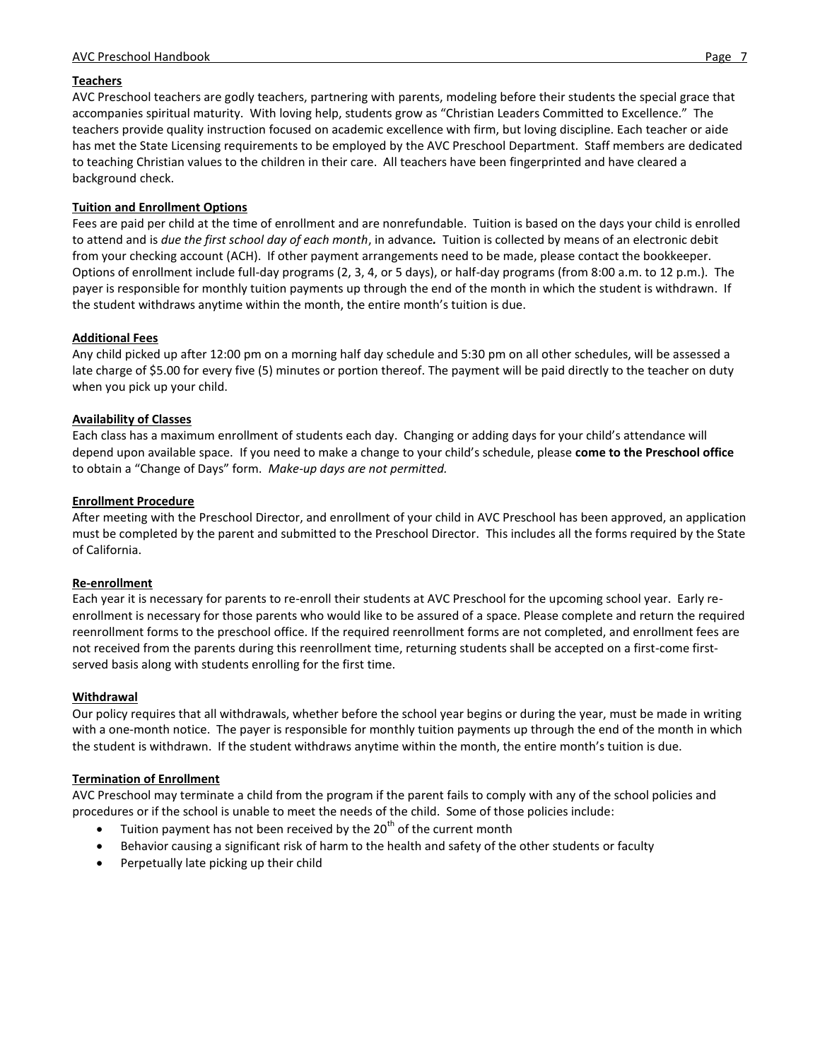**Teachers**

AVC Preschool teachers are godly teachers, partnering with parents, modeling before their students the special grace that accompanies spiritual maturity. With loving help, students grow as "Christian Leaders Committed to Excellence." The teachers provide quality instruction focused on academic excellence with firm, but loving discipline. Each teacher or aide has met the State Licensing requirements to be employed by the AVC Preschool Department. Staff members are dedicated to teaching Christian values to the children in their care. All teachers have been fingerprinted and have cleared a background check.

**Tuition and Enrollment Options**

Fees are paid per child at the time of enrollment and are nonrefundable. Tuition is based on the days your child is enrolled to attend and is *due the first school day of each month*, in advance*.* Tuition is collected by means of an electronic debit from your checking account (ACH). If other payment arrangements need to be made, please contact the bookkeeper. Options of enrollment include full-day programs (2, 3, 4, or 5 days), or half-day programs (from 8:00 a.m. to 12 p.m.). The payer is responsible for monthly tuition payments up through the end of the month in which the student is withdrawn. If the student withdraws anytime within the month, the entire month's tuition is due.

**Additional Fees**

Any child picked up after 12:00 pm on a morning half day schedule and 5:30 pm on all other schedules, will be assessed a late charge of $5.00 for every five (5) minutes or portion thereof. The payment will be paid directly to the teacher on duty when you pick up your child.

**Availability of Classes**

Each class has a maximum enrollment of students each day. Changing or adding days for your child's attendance will depend upon available space. If you need to make a change to your child's schedule, please **come to the Preschool office** to obtain a "Change of Days" form. *Make-up days are not permitted.*

**Enrollment Procedure**

After meeting with the Preschool Director, and enrollment of your child in AVC Preschool has been approved, an application must be completed by the parent and submitted to the Preschool Director. This includes all the forms required by the State of California.

**Re-enrollment**

Each year it is necessary for parents to re-enroll their students at AVC Preschool for the upcoming school year. Early re-enrollment is necessary for those parents who would like to be assured of a space. Please complete and return the required reenrollment forms to the preschool office. If the required reenrollment forms are not completed, and enrollment fees are not received from the parents during this reenrollment time, returning students shall be accepted on a first-come first-served basis along with students enrolling for the first time.

**Withdrawal**

Our policy requires that all withdrawals, whether before the school year begins or during the year, must be made in writing with a one-month notice. The payer is responsible for monthly tuition payments up through the end of the month in which the student is withdrawn. If the student withdraws anytime within the month, the entire month's tuition is due.

**Termination of Enrollment**

AVC Preschool may terminate a child from the program if the parent fails to comply with any of the school policies and procedures or if the school is unable to meet the needs of the child. Some of those policies include:

- Tuition payment has not been received by the 20th of the current month
- Behavior causing a significant risk of harm to the health and safety of the other students or faculty
- Perpetually late picking up their child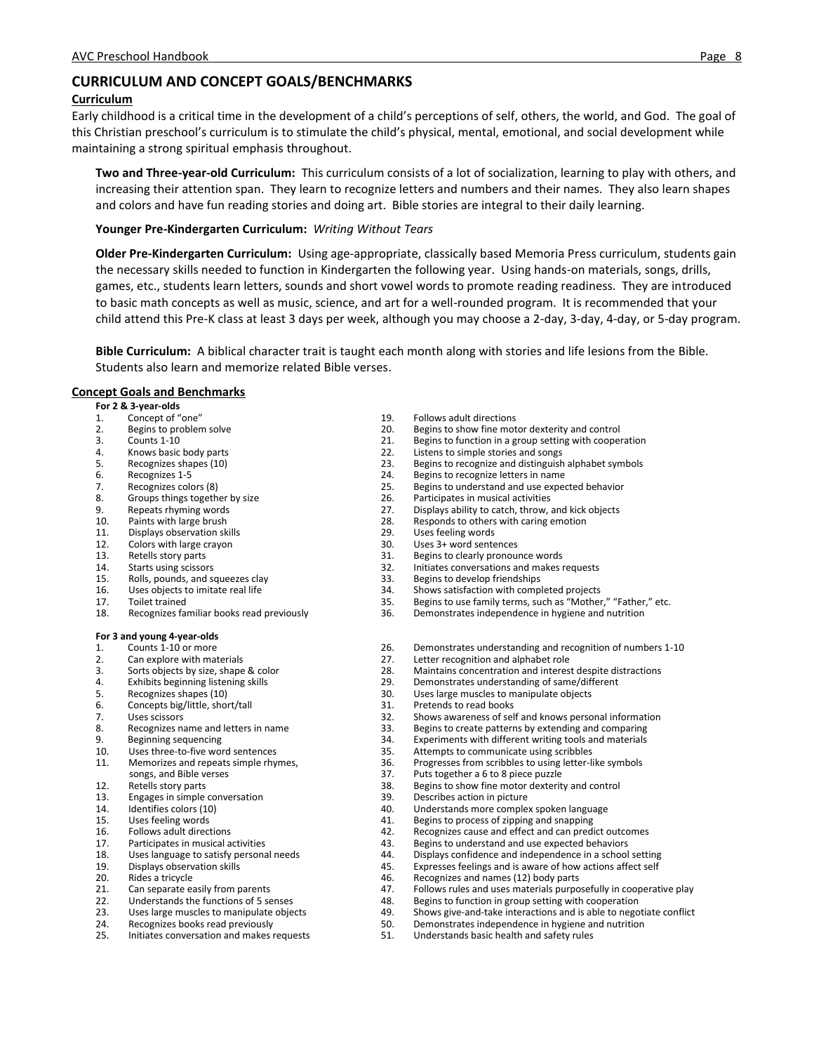## CURRICULUM AND CONCEPT GOALS/BENCHMARKS

### Curriculum

Early childhood is a critical time in the development of a child's perceptions of self, others, the world, and God. The goal of this Christian preschool's curriculum is to stimulate the child's physical, mental, emotional, and social development while maintaining a strong spiritual emphasis throughout.

**Two and Three-year-old Curriculum:** This curriculum consists of a lot of socialization, learning to play with others, and increasing their attention span. They learn to recognize letters and numbers and their names. They also learn shapes and colors and have fun reading stories and doing art. Bible stories are integral to their daily learning.

**Younger Pre-Kindergarten Curriculum:** *Writing Without Tears*

**Older Pre-Kindergarten Curriculum:** Using age-appropriate, classically based Memoria Press curriculum, students gain the necessary skills needed to function in Kindergarten the following year. Using hands-on materials, songs, drills, games, etc., students learn letters, sounds and short vowel words to promote reading readiness. They are introduced to basic math concepts as well as music, science, and art for a well-rounded program. It is recommended that your child attend this Pre-K class at least 3 days per week, although you may choose a 2-day, 3-day, 4-day, or 5-day program.

**Bible Curriculum:** A biblical character trait is taught each month along with stories and life lesions from the Bible. Students also learn and memorize related Bible verses.

### Concept Goals and Benchmarks

**For 2 & 3-year-olds**

1. Concept of "one"
2. Begins to problem solve
3. Counts 1-10
4. Knows basic body parts
5. Recognizes shapes (10)
6. Recognizes 1-5
7. Recognizes colors (8)
8. Groups things together by size
9. Repeats rhyming words
10. Paints with large brush
11. Displays observation skills
12. Colors with large crayon
13. Retells story parts
14. Starts using scissors
15. Rolls, pounds, and squeezes clay
16. Uses objects to imitate real life
17. Toilet trained
18. Recognizes familiar books read previously
19. Follows adult directions
20. Begins to show fine motor dexterity and control
21. Begins to function in a group setting with cooperation
22. Listens to simple stories and songs
23. Begins to recognize and distinguish alphabet symbols
24. Begins to recognize letters in name
25. Begins to understand and use expected behavior
26. Participates in musical activities
27. Displays ability to catch, throw, and kick objects
28. Responds to others with caring emotion
29. Uses feeling words
30. Uses 3+ word sentences
31. Begins to clearly pronounce words
32. Initiates conversations and makes requests
33. Begins to develop friendships
34. Shows satisfaction with completed projects
35. Begins to use family terms, such as "Mother," "Father," etc.
36. Demonstrates independence in hygiene and nutrition

**For 3 and young 4-year-olds**

1. Counts 1-10 or more
2. Can explore with materials
3. Sorts objects by size, shape & color
4. Exhibits beginning listening skills
5. Recognizes shapes (10)
6. Concepts big/little, short/tall
7. Uses scissors
8. Recognizes name and letters in name
9. Beginning sequencing
10. Uses three-to-five word sentences
11. Memorizes and repeats simple rhymes, songs, and Bible verses
12. Retells story parts
13. Engages in simple conversation
14. Identifies colors (10)
15. Uses feeling words
16. Follows adult directions
17. Participates in musical activities
18. Uses language to satisfy personal needs
19. Displays observation skills
20. Rides a tricycle
21. Can separate easily from parents
22. Understands the functions of 5 senses
23. Uses large muscles to manipulate objects
24. Recognizes books read previously
25. Initiates conversation and makes requests
26. Demonstrates understanding and recognition of numbers 1-10
27. Letter recognition and alphabet role
28. Maintains concentration and interest despite distractions
29. Demonstrates understanding of same/different
30. Uses large muscles to manipulate objects
31. Pretends to read books
32. Shows awareness of self and knows personal information
33. Begins to create patterns by extending and comparing
34. Experiments with different writing tools and materials
35. Attempts to communicate using scribbles
36. Progresses from scribbles to using letter-like symbols
37. Puts together a 6 to 8 piece puzzle
38. Begins to show fine motor dexterity and control
39. Describes action in picture
40. Understands more complex spoken language
41. Begins to process of zipping and snapping
42. Recognizes cause and effect and can predict outcomes
43. Begins to understand and use expected behaviors
44. Displays confidence and independence in a school setting
45. Expresses feelings and is aware of how actions affect self
46. Recognizes and names (12) body parts
47. Follows rules and uses materials purposefully in cooperative play
48. Begins to function in group setting with cooperation
49. Shows give-and-take interactions and is able to negotiate conflict
50. Demonstrates independence in hygiene and nutrition
51. Understands basic health and safety rules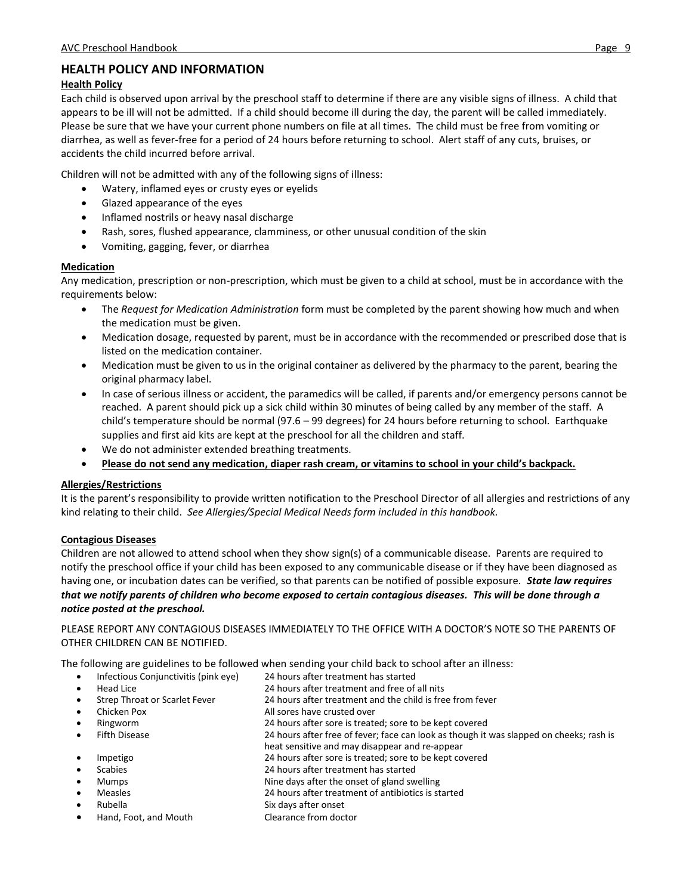## HEALTH POLICY AND INFORMATION

### Health Policy

Each child is observed upon arrival by the preschool staff to determine if there are any visible signs of illness. A child that appears to be ill will not be admitted. If a child should become ill during the day, the parent will be called immediately. Please be sure that we have your current phone numbers on file at all times. The child must be free from vomiting or diarrhea, as well as fever-free for a period of 24 hours before returning to school. Alert staff of any cuts, bruises, or accidents the child incurred before arrival.

Children will not be admitted with any of the following signs of illness:

- Watery, inflamed eyes or crusty eyes or eyelids
- Glazed appearance of the eyes
- Inflamed nostrils or heavy nasal discharge
- Rash, sores, flushed appearance, clamminess, or other unusual condition of the skin
- Vomiting, gagging, fever, or diarrhea

### Medication

Any medication, prescription or non-prescription, which must be given to a child at school, must be in accordance with the requirements below:

- The *Request for Medication Administration* form must be completed by the parent showing how much and when the medication must be given.
- Medication dosage, requested by parent, must be in accordance with the recommended or prescribed dose that is listed on the medication container.
- Medication must be given to us in the original container as delivered by the pharmacy to the parent, bearing the original pharmacy label.
- In case of serious illness or accident, the paramedics will be called, if parents and/or emergency persons cannot be reached. A parent should pick up a sick child within 30 minutes of being called by any member of the staff. A child's temperature should be normal (97.6 – 99 degrees) for 24 hours before returning to school. Earthquake supplies and first aid kits are kept at the preschool for all the children and staff.
- We do not administer extended breathing treatments.
- **Please do not send any medication, diaper rash cream, or vitamins to school in your child's backpack.**

### Allergies/Restrictions

It is the parent's responsibility to provide written notification to the Preschool Director of all allergies and restrictions of any kind relating to their child. *See Allergies/Special Medical Needs form included in this handbook.*

### Contagious Diseases

Children are not allowed to attend school when they show sign(s) of a communicable disease. Parents are required to notify the preschool office if your child has been exposed to any communicable disease or if they have been diagnosed as having one, or incubation dates can be verified, so that parents can be notified of possible exposure. ***State law requires that we notify parents of children who become exposed to certain contagious diseases. This will be done through a notice posted at the preschool.***

PLEASE REPORT ANY CONTAGIOUS DISEASES IMMEDIATELY TO THE OFFICE WITH A DOCTOR'S NOTE SO THE PARENTS OF OTHER CHILDREN CAN BE NOTIFIED.

The following are guidelines to be followed when sending your child back to school after an illness:

- Infectious Conjunctivitis (pink eye) — 24 hours after treatment has started
- Head Lice — 24 hours after treatment and free of all nits
- Strep Throat or Scarlet Fever — 24 hours after treatment and the child is free from fever
- Chicken Pox — All sores have crusted over
- Ringworm — 24 hours after sore is treated; sore to be kept covered
- Fifth Disease — 24 hours after free of fever; face can look as though it was slapped on cheeks; rash is heat sensitive and may disappear and re-appear
- Impetigo — 24 hours after sore is treated; sore to be kept covered
- Scabies — 24 hours after treatment has started
- Mumps — Nine days after the onset of gland swelling
- Measles — 24 hours after treatment of antibiotics is started
- Rubella — Six days after onset
- Hand, Foot, and Mouth — Clearance from doctor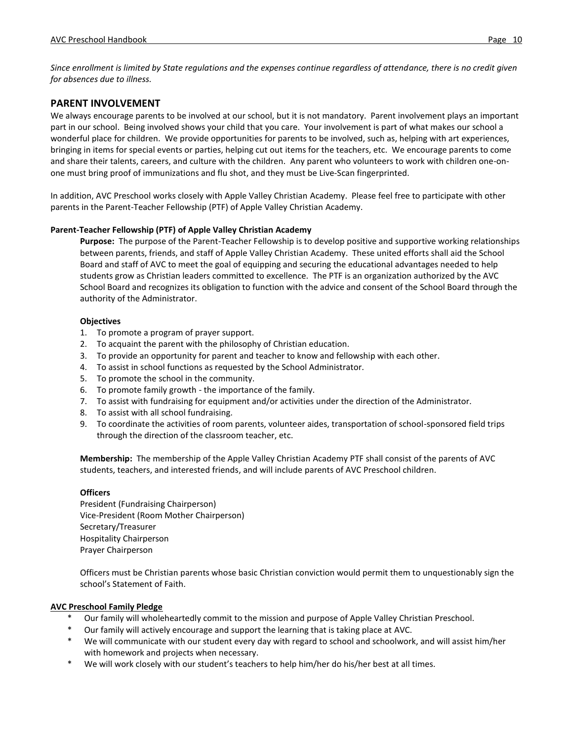*Since enrollment is limited by State regulations and the expenses continue regardless of attendance, there is no credit given for absences due to illness.*

## PARENT INVOLVEMENT

We always encourage parents to be involved at our school, but it is not mandatory. Parent involvement plays an important part in our school. Being involved shows your child that you care. Your involvement is part of what makes our school a wonderful place for children. We provide opportunities for parents to be involved, such as, helping with art experiences, bringing in items for special events or parties, helping cut out items for the teachers, etc. We encourage parents to come and share their talents, careers, and culture with the children. Any parent who volunteers to work with children one-on-one must bring proof of immunizations and flu shot, and they must be Live-Scan fingerprinted.

In addition, AVC Preschool works closely with Apple Valley Christian Academy. Please feel free to participate with other parents in the Parent-Teacher Fellowship (PTF) of Apple Valley Christian Academy.

**Parent-Teacher Fellowship (PTF) of Apple Valley Christian Academy**

**Purpose:** The purpose of the Parent-Teacher Fellowship is to develop positive and supportive working relationships between parents, friends, and staff of Apple Valley Christian Academy. These united efforts shall aid the School Board and staff of AVC to meet the goal of equipping and securing the educational advantages needed to help students grow as Christian leaders committed to excellence. The PTF is an organization authorized by the AVC School Board and recognizes its obligation to function with the advice and consent of the School Board through the authority of the Administrator.

**Objectives**

1. To promote a program of prayer support.
2. To acquaint the parent with the philosophy of Christian education.
3. To provide an opportunity for parent and teacher to know and fellowship with each other.
4. To assist in school functions as requested by the School Administrator.
5. To promote the school in the community.
6. To promote family growth - the importance of the family.
7. To assist with fundraising for equipment and/or activities under the direction of the Administrator.
8. To assist with all school fundraising.
9. To coordinate the activities of room parents, volunteer aides, transportation of school-sponsored field trips through the direction of the classroom teacher, etc.

**Membership:** The membership of the Apple Valley Christian Academy PTF shall consist of the parents of AVC students, teachers, and interested friends, and will include parents of AVC Preschool children.

**Officers**

President (Fundraising Chairperson)
Vice-President (Room Mother Chairperson)
Secretary/Treasurer
Hospitality Chairperson
Prayer Chairperson

Officers must be Christian parents whose basic Christian conviction would permit them to unquestionably sign the school's Statement of Faith.

**AVC Preschool Family Pledge**

- Our family will wholeheartedly commit to the mission and purpose of Apple Valley Christian Preschool.
- Our family will actively encourage and support the learning that is taking place at AVC.
- We will communicate with our student every day with regard to school and schoolwork, and will assist him/her with homework and projects when necessary.
- We will work closely with our student's teachers to help him/her do his/her best at all times.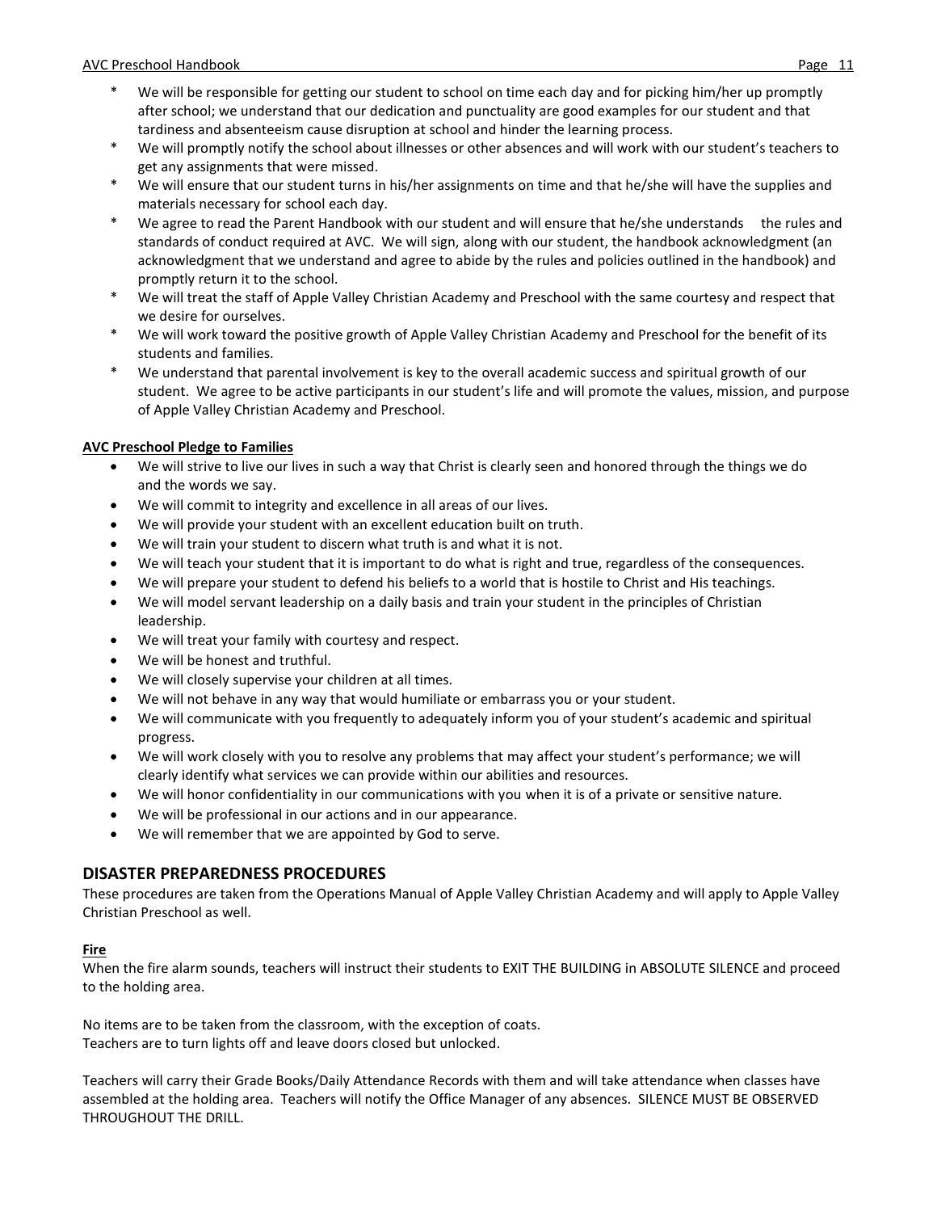* We will be responsible for getting our student to school on time each day and for picking him/her up promptly after school; we understand that our dedication and punctuality are good examples for our student and that tardiness and absenteeism cause disruption at school and hinder the learning process.
* We will promptly notify the school about illnesses or other absences and will work with our student's teachers to get any assignments that were missed.
* We will ensure that our student turns in his/her assignments on time and that he/she will have the supplies and materials necessary for school each day.
* We agree to read the Parent Handbook with our student and will ensure that he/she understands the rules and standards of conduct required at AVC. We will sign, along with our student, the handbook acknowledgment (an acknowledgment that we understand and agree to abide by the rules and policies outlined in the handbook) and promptly return it to the school.
* We will treat the staff of Apple Valley Christian Academy and Preschool with the same courtesy and respect that we desire for ourselves.
* We will work toward the positive growth of Apple Valley Christian Academy and Preschool for the benefit of its students and families.
* We understand that parental involvement is key to the overall academic success and spiritual growth of our student. We agree to be active participants in our student's life and will promote the values, mission, and purpose of Apple Valley Christian Academy and Preschool.

**AVC Preschool Pledge to Families**

- We will strive to live our lives in such a way that Christ is clearly seen and honored through the things we do and the words we say.
- We will commit to integrity and excellence in all areas of our lives.
- We will provide your student with an excellent education built on truth.
- We will train your student to discern what truth is and what it is not.
- We will teach your student that it is important to do what is right and true, regardless of the consequences.
- We will prepare your student to defend his beliefs to a world that is hostile to Christ and His teachings.
- We will model servant leadership on a daily basis and train your student in the principles of Christian leadership.
- We will treat your family with courtesy and respect.
- We will be honest and truthful.
- We will closely supervise your children at all times.
- We will not behave in any way that would humiliate or embarrass you or your student.
- We will communicate with you frequently to adequately inform you of your student's academic and spiritual progress.
- We will work closely with you to resolve any problems that may affect your student's performance; we will clearly identify what services we can provide within our abilities and resources.
- We will honor confidentiality in our communications with you when it is of a private or sensitive nature.
- We will be professional in our actions and in our appearance.
- We will remember that we are appointed by God to serve.

## DISASTER PREPAREDNESS PROCEDURES

These procedures are taken from the Operations Manual of Apple Valley Christian Academy and will apply to Apple Valley Christian Preschool as well.

**Fire**

When the fire alarm sounds, teachers will instruct their students to EXIT THE BUILDING in ABSOLUTE SILENCE and proceed to the holding area.

No items are to be taken from the classroom, with the exception of coats.
Teachers are to turn lights off and leave doors closed but unlocked.

Teachers will carry their Grade Books/Daily Attendance Records with them and will take attendance when classes have assembled at the holding area. Teachers will notify the Office Manager of any absences. SILENCE MUST BE OBSERVED THROUGHOUT THE DRILL.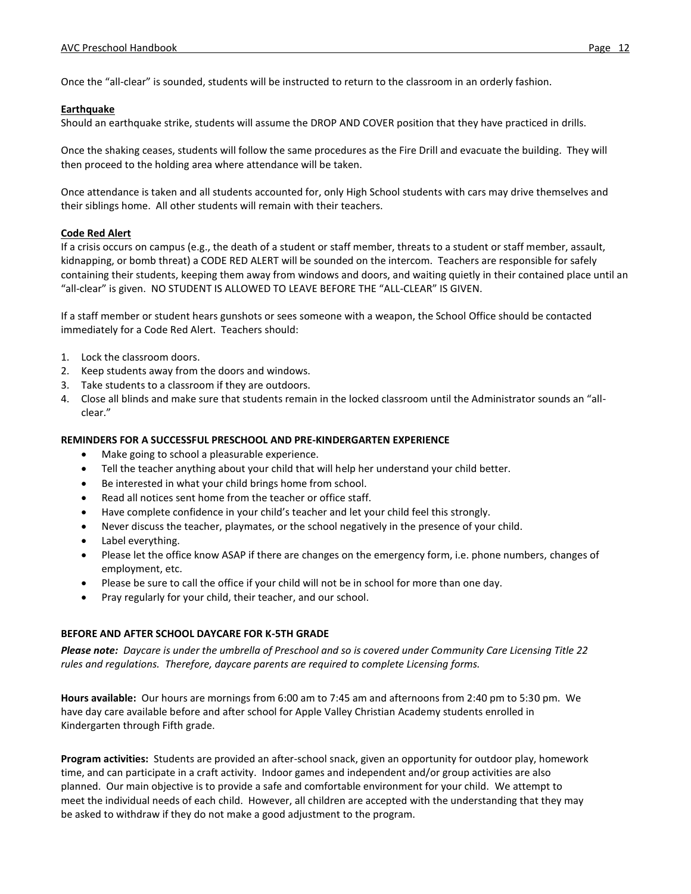Once the "all-clear" is sounded, students will be instructed to return to the classroom in an orderly fashion.

### Earthquake

Should an earthquake strike, students will assume the DROP AND COVER position that they have practiced in drills.

Once the shaking ceases, students will follow the same procedures as the Fire Drill and evacuate the building. They will then proceed to the holding area where attendance will be taken.

Once attendance is taken and all students accounted for, only High School students with cars may drive themselves and their siblings home. All other students will remain with their teachers.

### Code Red Alert

If a crisis occurs on campus (e.g., the death of a student or staff member, threats to a student or staff member, assault, kidnapping, or bomb threat) a CODE RED ALERT will be sounded on the intercom. Teachers are responsible for safely containing their students, keeping them away from windows and doors, and waiting quietly in their contained place until an "all-clear" is given. NO STUDENT IS ALLOWED TO LEAVE BEFORE THE "ALL-CLEAR" IS GIVEN.

If a staff member or student hears gunshots or sees someone with a weapon, the School Office should be contacted immediately for a Code Red Alert. Teachers should:

1. Lock the classroom doors.
2. Keep students away from the doors and windows.
3. Take students to a classroom if they are outdoors.
4. Close all blinds and make sure that students remain in the locked classroom until the Administrator sounds an "all-clear."

## REMINDERS FOR A SUCCESSFUL PRESCHOOL AND PRE-KINDERGARTEN EXPERIENCE

- Make going to school a pleasurable experience.
- Tell the teacher anything about your child that will help her understand your child better.
- Be interested in what your child brings home from school.
- Read all notices sent home from the teacher or office staff.
- Have complete confidence in your child's teacher and let your child feel this strongly.
- Never discuss the teacher, playmates, or the school negatively in the presence of your child.
- Label everything.
- Please let the office know ASAP if there are changes on the emergency form, i.e. phone numbers, changes of employment, etc.
- Please be sure to call the office if your child will not be in school for more than one day.
- Pray regularly for your child, their teacher, and our school.

## BEFORE AND AFTER SCHOOL DAYCARE FOR K-5TH GRADE

***Please note:*** *Daycare is under the umbrella of Preschool and so is covered under Community Care Licensing Title 22 rules and regulations. Therefore, daycare parents are required to complete Licensing forms.*

**Hours available:** Our hours are mornings from 6:00 am to 7:45 am and afternoons from 2:40 pm to 5:30 pm. We have day care available before and after school for Apple Valley Christian Academy students enrolled in Kindergarten through Fifth grade.

**Program activities:** Students are provided an after-school snack, given an opportunity for outdoor play, homework time, and can participate in a craft activity. Indoor games and independent and/or group activities are also planned. Our main objective is to provide a safe and comfortable environment for your child. We attempt to meet the individual needs of each child. However, all children are accepted with the understanding that they may be asked to withdraw if they do not make a good adjustment to the program.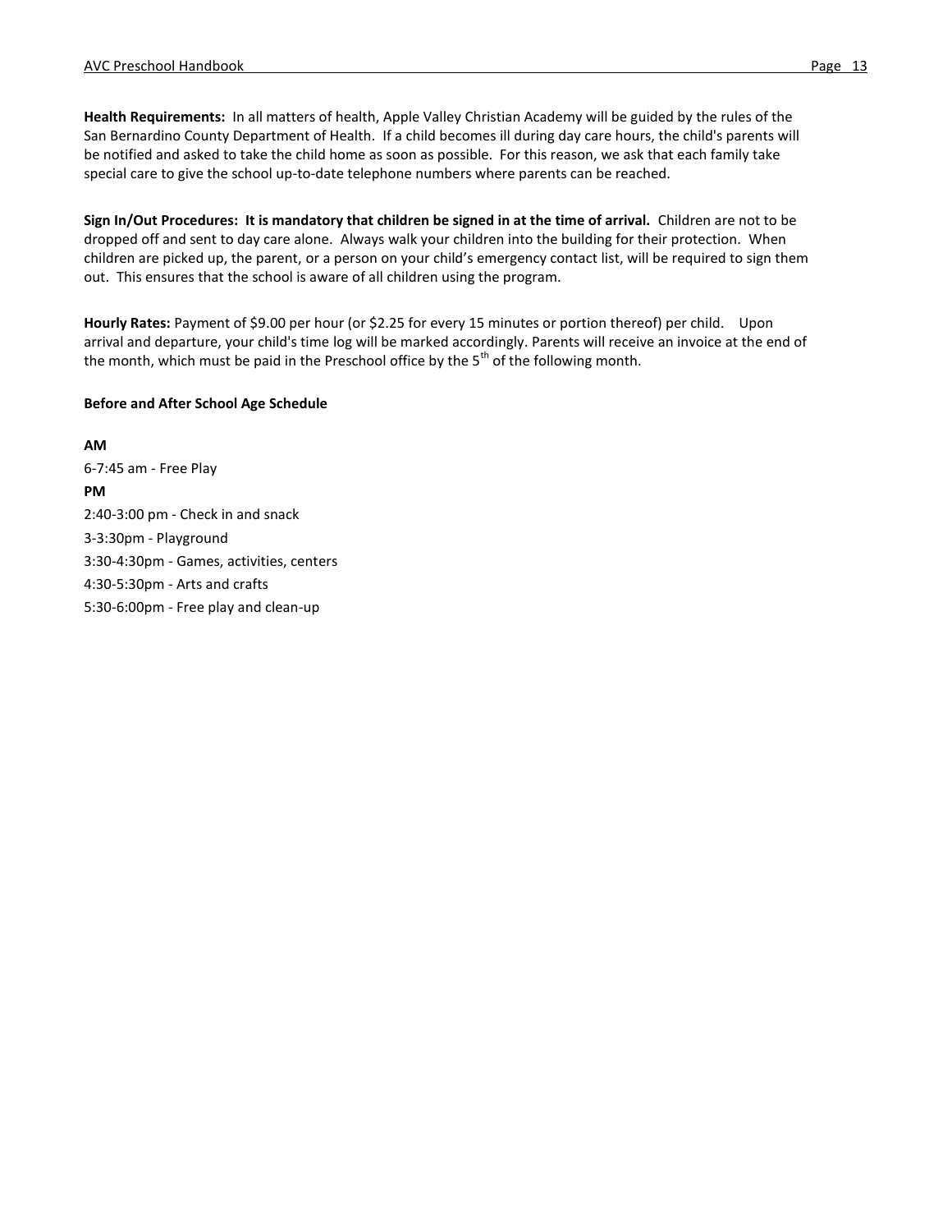**Health Requirements:** In all matters of health, Apple Valley Christian Academy will be guided by the rules of the San Bernardino County Department of Health. If a child becomes ill during day care hours, the child's parents will be notified and asked to take the child home as soon as possible. For this reason, we ask that each family take special care to give the school up-to-date telephone numbers where parents can be reached.

**Sign In/Out Procedures: It is mandatory that children be signed in at the time of arrival.** Children are not to be dropped off and sent to day care alone. Always walk your children into the building for their protection. When children are picked up, the parent, or a person on your child's emergency contact list, will be required to sign them out. This ensures that the school is aware of all children using the program.

**Hourly Rates:** Payment of $9.00 per hour (or $2.25 for every 15 minutes or portion thereof) per child. Upon arrival and departure, your child's time log will be marked accordingly. Parents will receive an invoice at the end of the month, which must be paid in the Preschool office by the 5th of the following month.

**Before and After School Age Schedule**

**AM**

6-7:45 am - Free Play

**PM**

2:40-3:00 pm - Check in and snack

3-3:30pm - Playground

3:30-4:30pm - Games, activities, centers

4:30-5:30pm - Arts and crafts

5:30-6:00pm - Free play and clean-up